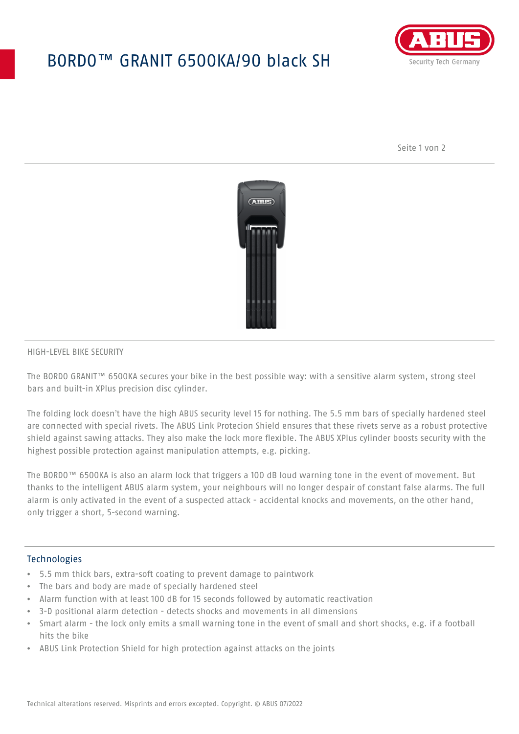# BORDO™ GRANIT 6500KA/90 black SH

HIGH-LEVEL BIKE SECURITY

The BORDO GRANIT™ 6500KA secures your bike in the best possible way: with a sensitive alarm system, strong steel bars and built-in XPlus precision disc cylinder.

The folding lock doesn't have the high ABUS security level 15 for nothing. The 5.5 mm bars of specially hardened steel are connected with special rivets. The ABUS Link Protecion Shield ensures that these rivets serve as a robust protective shield against sawing attacks. They also make the lock more flexible. The ABUS XPlus cylinder boosts security with the highest possible protection against manipulation attempts, e.g. picking.

The BORDO™ 6500KA is also an alarm lock that triggers a 100 dB loud warning tone in the event of movement. But thanks to the intelligent ABUS alarm system, your neighbours will no longer despair of constant false alarms. The full alarm is only activated in the event of a suspected attack - accidental knocks and movements, on the other hand, only trigger a short, 5-second warning.

## Technologies

- 5.5 mm thick bars, extra-soft coating to prevent damage to paintwork
- The bars and body are made of specially hardened steel
- Alarm function with at least 100 dB for 15 seconds followed by automatic reactivation
- 3-D positional alarm detection - detects shocks and movements in all dimensions
- Smart alarm - the lock only emits a small warning tone in the event of small and short shocks, e.g. if a football hits the bike
- ABUS Link Protection Shield for high protection against attacks on the joints

Technical alterations reserved. Misprints and errors excepted. Copyright. © ABUS 07/2022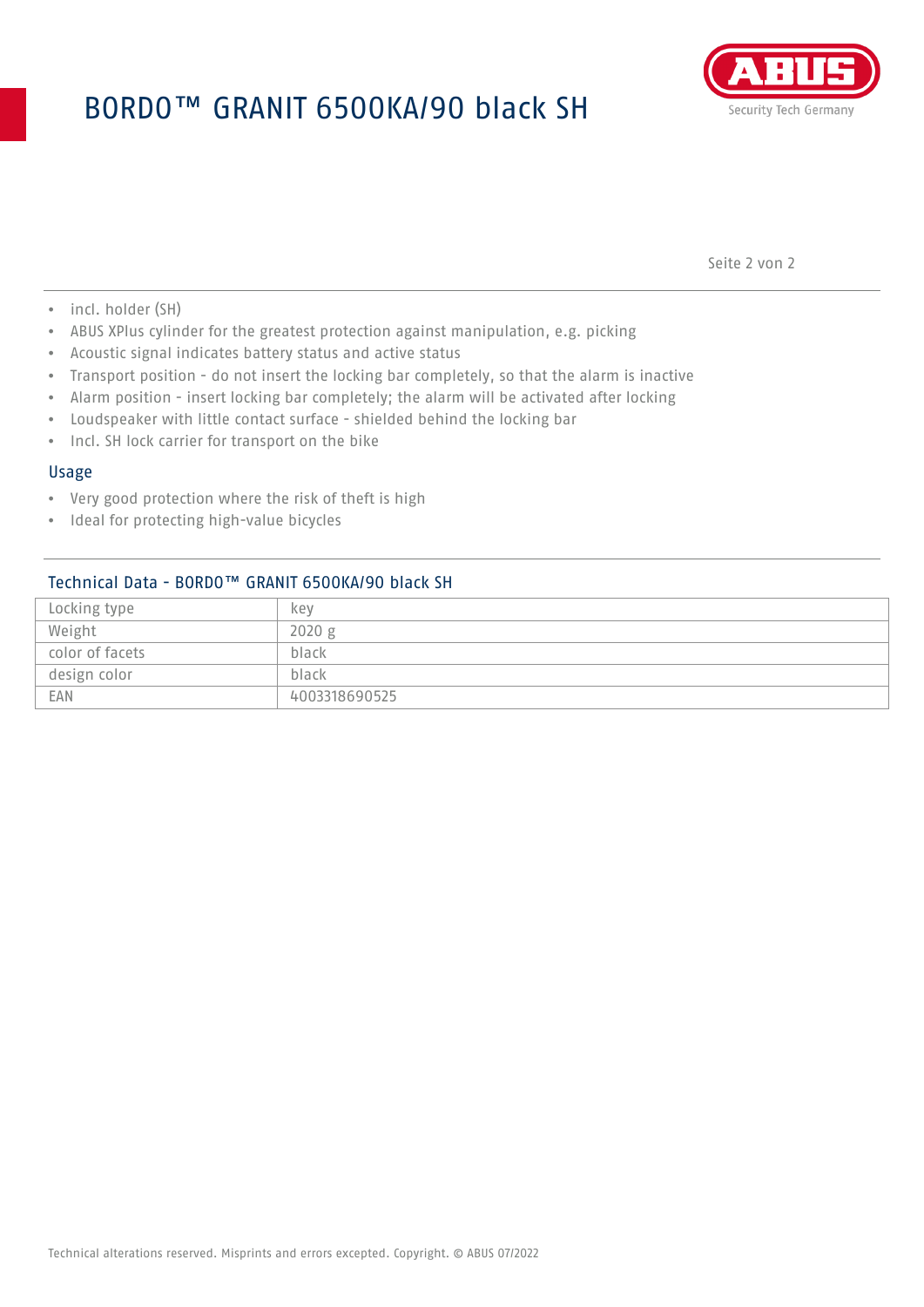- incl. holder (SH)
- ABUS XPlus cylinder for the greatest protection against manipulation, e.g. picking
- Acoustic signal indicates battery status and active status
- Transport position - do not insert the locking bar completely, so that the alarm is inactive
- Alarm position - insert locking bar completely; the alarm will be activated after locking
- Loudspeaker with little contact surface - shielded behind the locking bar
- Incl. SH lock carrier for transport on the bike

## Usage

- Very good protection where the risk of theft is high
- Ideal for protecting high-value bicycles

## Technical Data - BORDO™ GRANIT 6500KA/90 black SH

| | |
|---|---|
| Locking type | key |
| Weight | 2020 g |
| color of facets | black |
| design color | black |
| EAN | 4003318690525 |

Technical alterations reserved. Misprints and errors excepted. Copyright. © ABUS 07/2022